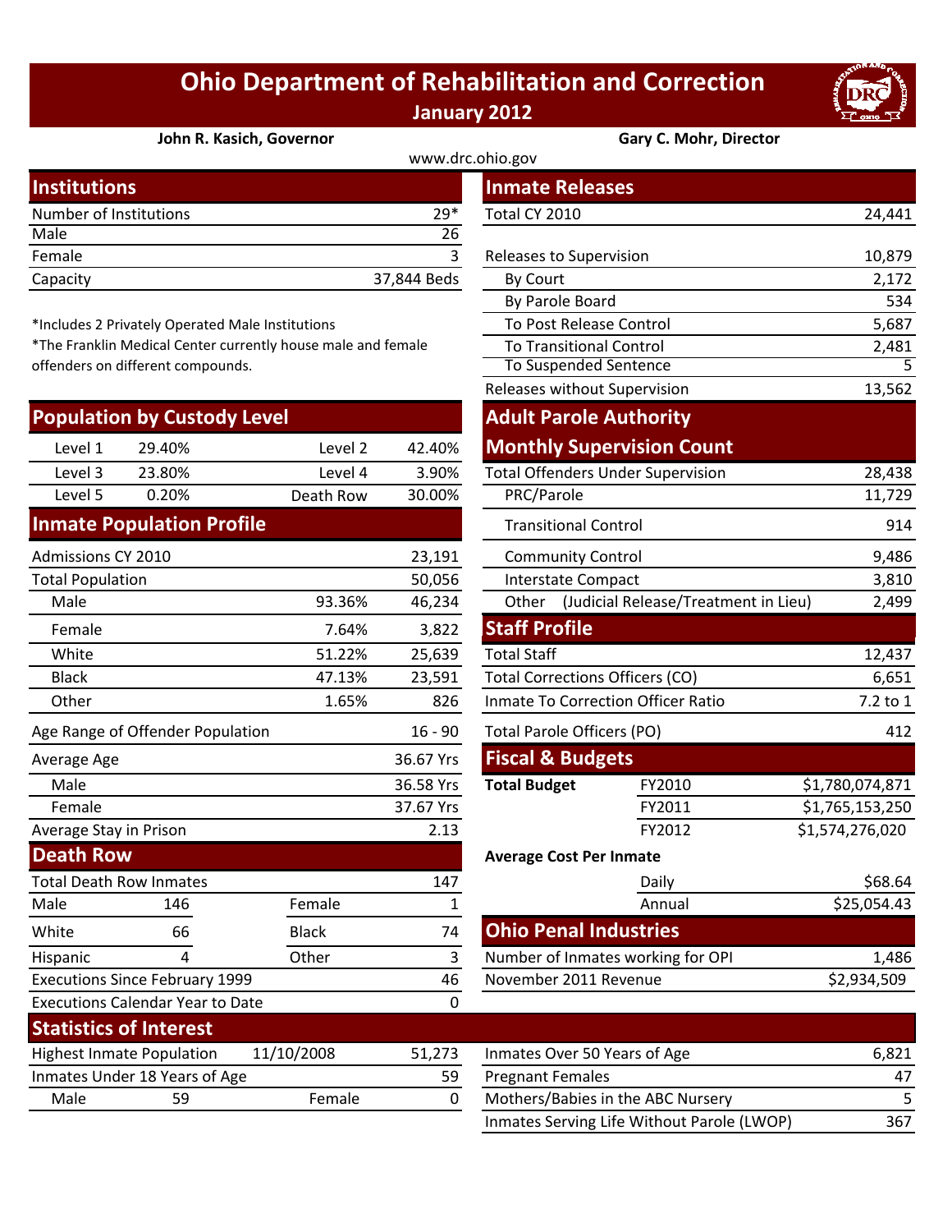# Ohio Department of Rehabilitation and Correction

## January 2012

**John R. Kasich, Governor** | **Gary C. Mohr, Director**

www.drc.ohio.gov

## Institutions

| Institutions | |
|---|---|
| Number of Institutions | 29* |
| Male | 26 |
| Female | 3 |
| Capacity | 37,844 Beds |

*Includes 2 Privately Operated Male Institutions
*The Franklin Medical Center currently house male and female offenders on different compounds.

## Population by Custody Level

| | | | |
|---|---|---|---|
| Level 1 | 29.40% | Level 2 | 42.40% |
| Level 3 | 23.80% | Level 4 | 3.90% |
| Level 5 | 0.20% | Death Row | 30.00% |

## Inmate Population Profile

| | | |
|---|---|---|
| Admissions CY 2010 | | 23,191 |
| Total Population | | 50,056 |
| Male | 93.36% | 46,234 |
| Female | 7.64% | 3,822 |
| White | 51.22% | 25,639 |
| Black | 47.13% | 23,591 |
| Other | 1.65% | 826 |
| Age Range of Offender Population | | 16 - 90 |
| Average Age | | 36.67 Yrs |
| Male | | 36.58 Yrs |
| Female | | 37.67 Yrs |
| Average Stay in Prison | | 2.13 |

## Death Row

| | | | |
|---|---|---|---|
| Total Death Row Inmates | | | 147 |
| Male | 146 | Female | 1 |
| White | 66 | Black | 74 |
| Hispanic | 4 | Other | 3 |
| Executions Since February 1999 | | | 46 |
| Executions Calendar Year to Date | | | 0 |

## Inmate Releases

| | |
|---|---|
| Total CY 2010 | 24,441 |
| Releases to Supervision | 10,879 |
| By Court | 2,172 |
| By Parole Board | 534 |
| To Post Release Control | 5,687 |
| To Transitional Control | 2,481 |
| To Suspended Sentence | 5 |
| Releases without Supervision | 13,562 |

## Adult Parole Authority Monthly Supervision Count

| | |
|---|---|
| Total Offenders Under Supervision | 28,438 |
| PRC/Parole | 11,729 |
| Transitional Control | 914 |
| Community Control | 9,486 |
| Interstate Compact | 3,810 |
| Other (Judicial Release/Treatment in Lieu) | 2,499 |

## Staff Profile

| | |
|---|---|
| Total Staff | 12,437 |
| Total Corrections Officers (CO) | 6,651 |
| Inmate To Correction Officer Ratio | 7.2 to 1 |
| Total Parole Officers (PO) | 412 |

## Fiscal & Budgets

| | | |
|---|---|---|
| **Total Budget** | FY2010 | $1,780,074,871 |
| | FY2011 | $1,765,153,250 |
| | FY2012 | $1,574,276,020 |
| **Average Cost Per Inmate** | | |
| | Daily | $68.64 |
| | Annual | $25,054.43 |

## Ohio Penal Industries

| | |
|---|---|
| Number of Inmates working for OPI | 1,486 |
| November 2011 Revenue | $2,934,509 |

## Statistics of Interest

| | | | |
|---|---|---|---|
| Highest Inmate Population | 11/10/2008 | | 51,273 |
| Inmates Under 18 Years of Age | | | 59 |
| Male | 59 | Female | 0 |

| | |
|---|---|
| Inmates Over 50 Years of Age | 6,821 |
| Pregnant Females | 47 |
| Mothers/Babies in the ABC Nursery | 5 |
| Inmates Serving Life Without Parole (LWOP) | 367 |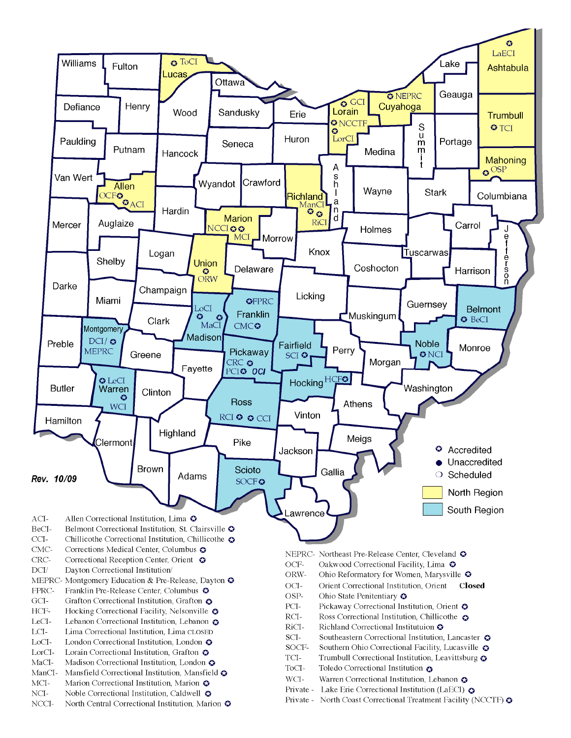Rev. 10/09

- ✪ Accredited
- ● Unaccredited
- ❍ Scheduled
- North Region
- South Region

ACI- Allen Correctional Institution, Lima ✪
BeCI- Belmont Correctional Institution, St. Clairsville ✪
CCI- Chillicothe Correctional Institution, Chillicothe ✪
CMC- Corrections Medical Center, Columbus ✪
CRC- Correctional Reception Center, Orient ✪
DCI/ Dayton Correctional Institution/
MEPRC- Montgomery Education & Pre-Release, Dayton ✪
FPRC- Franklin Pre-Release Center, Columbus ✪
GCI- Grafton Correctional Institution, Grafton ✪
HCF- Hocking Correctional Facility, Nelsonville ✪
LeCI- Lebanon Correctional Institution, Lebanon ✪
LCI- Lima Correctional Institution, Lima CLOSED
LoCI- London Correctional Institution, London ✪
LorCI- Lorain Correctional Institution, Grafton ✪
MaCI- Madison Correctional Institution, London ✪
ManCI- Mansfield Correctional Institution, Mansfield ✪
MCI- Marion Correctional Institution, Marion ✪
NCI- Noble Correctional Institution, Caldwell ✪
NCCI- North Central Correctional Institution, Marion ✪
NEPRC- Northeast Pre-Release Center, Cleveland ✪
OCF- Oakwood Correctional Facility, Lima ✪
ORW- Ohio Reformatory for Women, Marysville ✪
OCI- Orient Correctional Institution, Orient **Closed**
OSP- Ohio State Penitentiary ✪
PCI- Pickaway Correctional Institution, Orient ✪
RCI- Ross Correctional Institution, Chillicothe ✪
RiCI- Richland Correctional Institutuion ✪
SCI- Southeastern Correctional Institution, Lancaster ✪
SOCF- Southern Ohio Correctional Facility, Lucasville ✪
TCI- Trumbull Correctional Institution, Leavittsburg ✪
ToCI- Toledo Correctional Institution ✪
WCI- Warren Correctional Institution, Lebanon ✪
Private - Lake Erie Correctional Institution (LaECI) ✪
Private - North Coast Correctional Treatment Facility (NCCTF) ✪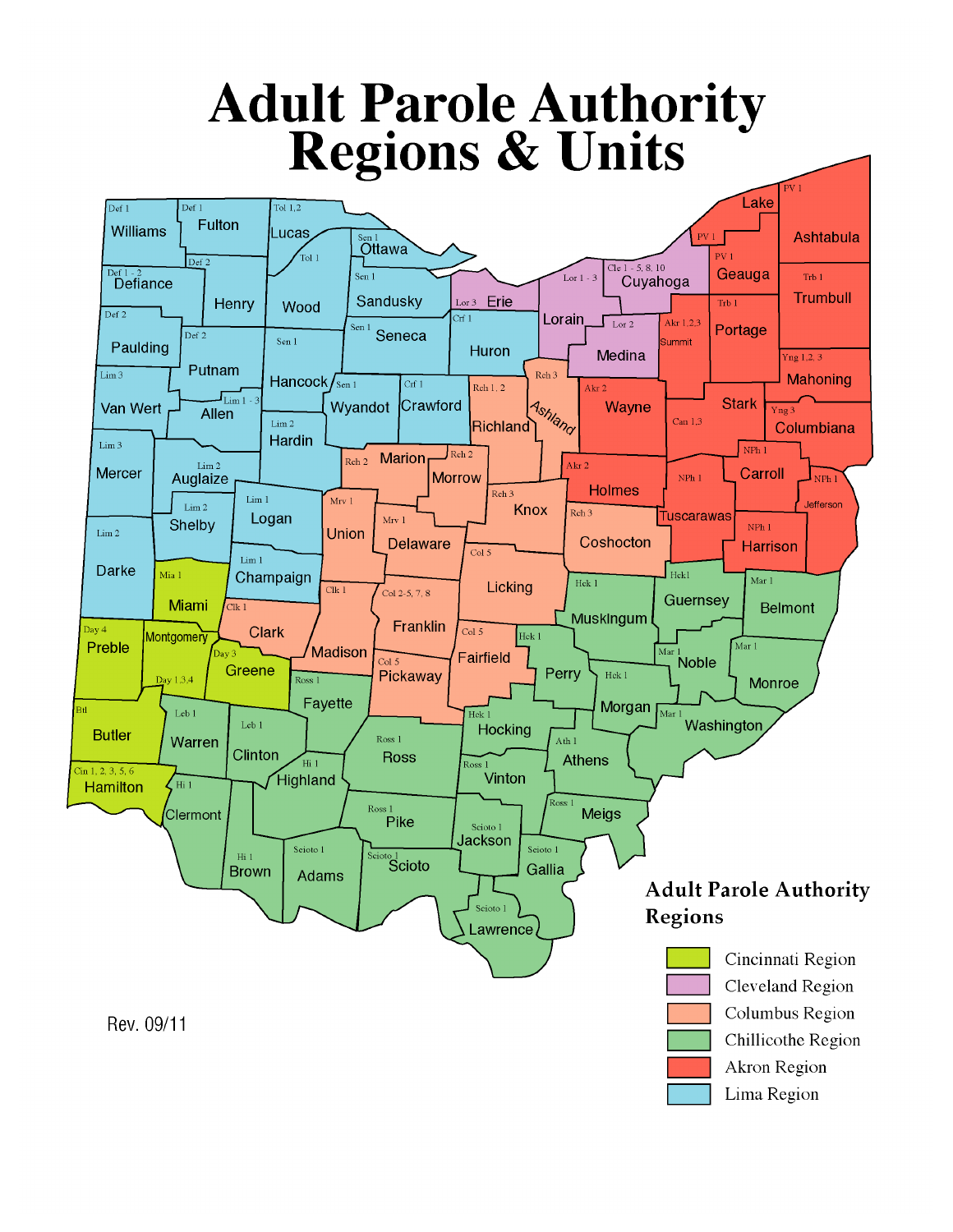# Adult Parole Authority Regions & Units

Def 1 Williams
Def 1 Fulton
Tol 1,2 Lucas
Sen 1 Ottawa
Tol 1 Wood
Def 1 - 2 Defiance
Def 2 Henry
Sen 1 Sandusky
Lor 3 Erie
Lor 1 - 3 Lorain
Cle 1 - 5, 8, 10 Cuyahoga
PV 1 Lake
PV 1 Ashtabula
PV 1 Geauga
Trb 1 Trumbull
Def 2 Paulding
Def 2 Putnam
Sen 1 Hancock
Sen 1 Seneca
Crf 1 Huron
Lor 2 Medina
Akr 1,2,3 Summit
Trb 1 Portage
Yng 1,2, 3 Mahoning
Lim 3 Van Wert
Lim 1 - 3 Allen
Sen 1 Wyandot
Crf 1 Crawford
Rch 1, 2 Richland
Rch 3 Ashland
Akr 2 Wayne
Stark
Can 1,3
Yng 3 Columbiana
Lim 3 Mercer
Lim 2 Auglaize
Lim 2 Hardin
Rch 2 Marion
Rch 2 Morrow
Rch 3 Knox
Akr 2 Holmes
NPh 1 Carroll
NPh 1 Jefferson
NPh 1 Tuscarawas
NPh 1 Harrison
Lim 2 Shelby
Lim 1 Logan
Mrv 1 Union
Mrv 1 Delaware
Rch 3 Coshocton
Lim 2 Darke
Mia 1 Miami
Lim 1 Champaign
Col 5 Licking
Hck 1 Muskingum
Hck1 Guernsey
Mar 1 Belmont
Clk 1 Clark
Clk 1 Madison
Col 2-5, 7, 8 Franklin
Day 4 Preble
Montgomery
Day 1,3,4
Day 3 Greene
Col 5 Fairfield
Hck 1 Perry
Mar 1 Noble
Mar 1 Monroe
Col 5 Pickaway
Ross 1 Fayette
Hck 1 Morgan
Mar 1 Washington
Btl Butler
Leb 1 Warren
Leb 1 Clinton
Ross 1 Ross
Hck 1 Hocking
Ath 1 Athens
Cin 1, 2, 3, 5, 6 Hamilton
Hi 1 Highland
Ross 1 Vinton
Hi 1 Clermont
Ross 1 Pike
Ross 1 Meigs
Sciotto 1 Jackson
Hi 1 Brown
Scioto 1 Adams
Scioto 1 Scioto
Scioto 1 Gallia
Scioto 1 Lawrence

**Adult Parole Authority Regions**

- Cincinnati Region
- Cleveland Region
- Columbus Region
- Chillicothe Region
- Akron Region
- Lima Region

Rev. 09/11